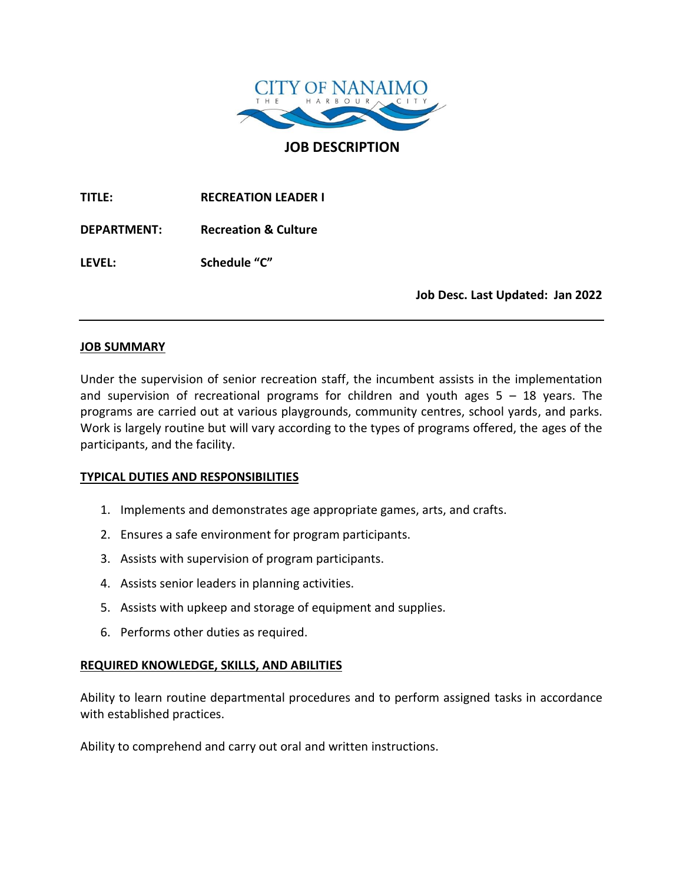CITY OF NANAIMO
THE HARBOUR CITY

# JOB DESCRIPTION

**TITLE:** **RECREATION LEADER I**

**DEPARTMENT:** **Recreation & Culture**

**LEVEL:** **Schedule "C"**

**Job Desc. Last Updated: Jan 2022**

---

## JOB SUMMARY

Under the supervision of senior recreation staff, the incumbent assists in the implementation and supervision of recreational programs for children and youth ages 5 – 18 years. The programs are carried out at various playgrounds, community centres, school yards, and parks. Work is largely routine but will vary according to the types of programs offered, the ages of the participants, and the facility.

## TYPICAL DUTIES AND RESPONSIBILITIES

1. Implements and demonstrates age appropriate games, arts, and crafts.
2. Ensures a safe environment for program participants.
3. Assists with supervision of program participants.
4. Assists senior leaders in planning activities.
5. Assists with upkeep and storage of equipment and supplies.
6. Performs other duties as required.

## REQUIRED KNOWLEDGE, SKILLS, AND ABILITIES

Ability to learn routine departmental procedures and to perform assigned tasks in accordance with established practices.

Ability to comprehend and carry out oral and written instructions.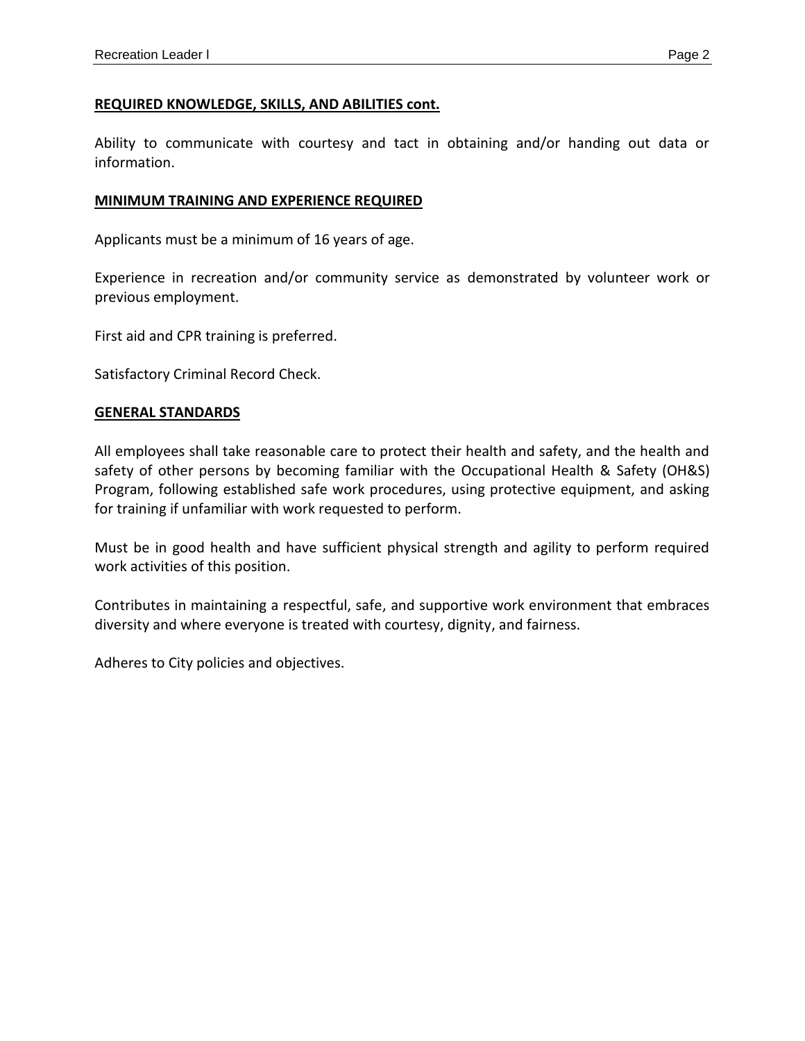## REQUIRED KNOWLEDGE, SKILLS, AND ABILITIES cont.

Ability to communicate with courtesy and tact in obtaining and/or handing out data or information.

## MINIMUM TRAINING AND EXPERIENCE REQUIRED

Applicants must be a minimum of 16 years of age.

Experience in recreation and/or community service as demonstrated by volunteer work or previous employment.

First aid and CPR training is preferred.

Satisfactory Criminal Record Check.

## GENERAL STANDARDS

All employees shall take reasonable care to protect their health and safety, and the health and safety of other persons by becoming familiar with the Occupational Health & Safety (OH&S) Program, following established safe work procedures, using protective equipment, and asking for training if unfamiliar with work requested to perform.

Must be in good health and have sufficient physical strength and agility to perform required work activities of this position.

Contributes in maintaining a respectful, safe, and supportive work environment that embraces diversity and where everyone is treated with courtesy, dignity, and fairness.

Adheres to City policies and objectives.